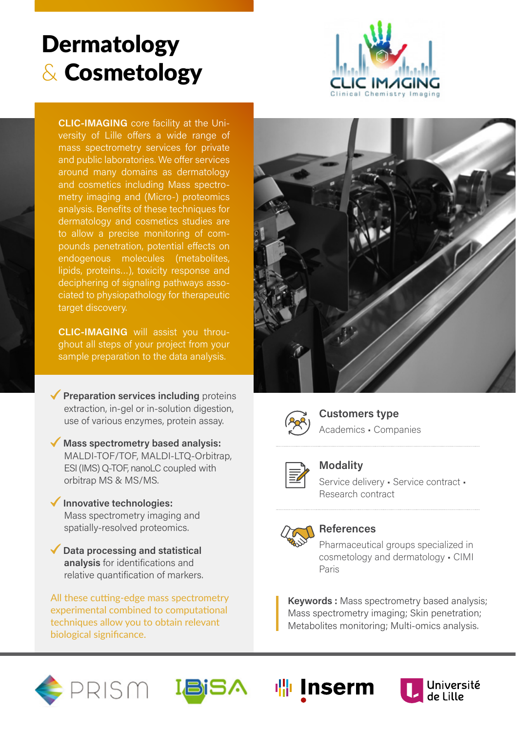# Dermatology & Cosmetology

**CLIC-IMAGING** core facility at the University of Lille offers a wide range of mass spectrometry services for private and public laboratories. We offer services around many domains as dermatology and cosmetics including Mass spectrometry imaging and (Micro-) proteomics analysis. Benefits of these techniques for dermatology and cosmetics studies are to allow a precise monitoring of compounds penetration, potential effects on endogenous molecules (metabolites, lipids, proteins...), toxicity response and deciphering of signaling pathways associated to physiopathology for therapeutic target discovery.

**CLIC-IMAGING** will assist you throughout all steps of your project from your sample preparation to the data analysis.

- ✓ **Preparation services including** proteins extraction, in-gel or in-solution digestion, use of various enzymes, protein assay.
- ✓ **Mass spectrometry based analysis:** MALDI-TOF/TOF, MALDI-LTQ-Orbitrap, ESI (IMS) Q-TOF, nanoLC coupled with orbitrap MS & MS/MS.
- ✓ **Innovative technologies:** Mass spectrometry imaging and spatially-resolved proteomics.
- ✓ **Data processing and statistical analysis** for identifications and relative quantification of markers.

All these cutting-edge mass spectrometry experimental combined to computational techniques allow you to obtain relevant biological significance.

## Customers type

Academics • Companies

## Modality

Service delivery • Service contract • Research contract

## References

Pharmaceutical groups specialized in cosmetology and dermatology • CIMI Paris

**Keywords :** Mass spectrometry based analysis; Mass spectrometry imaging; Skin penetration; Metabolites monitoring; Multi-omics analysis.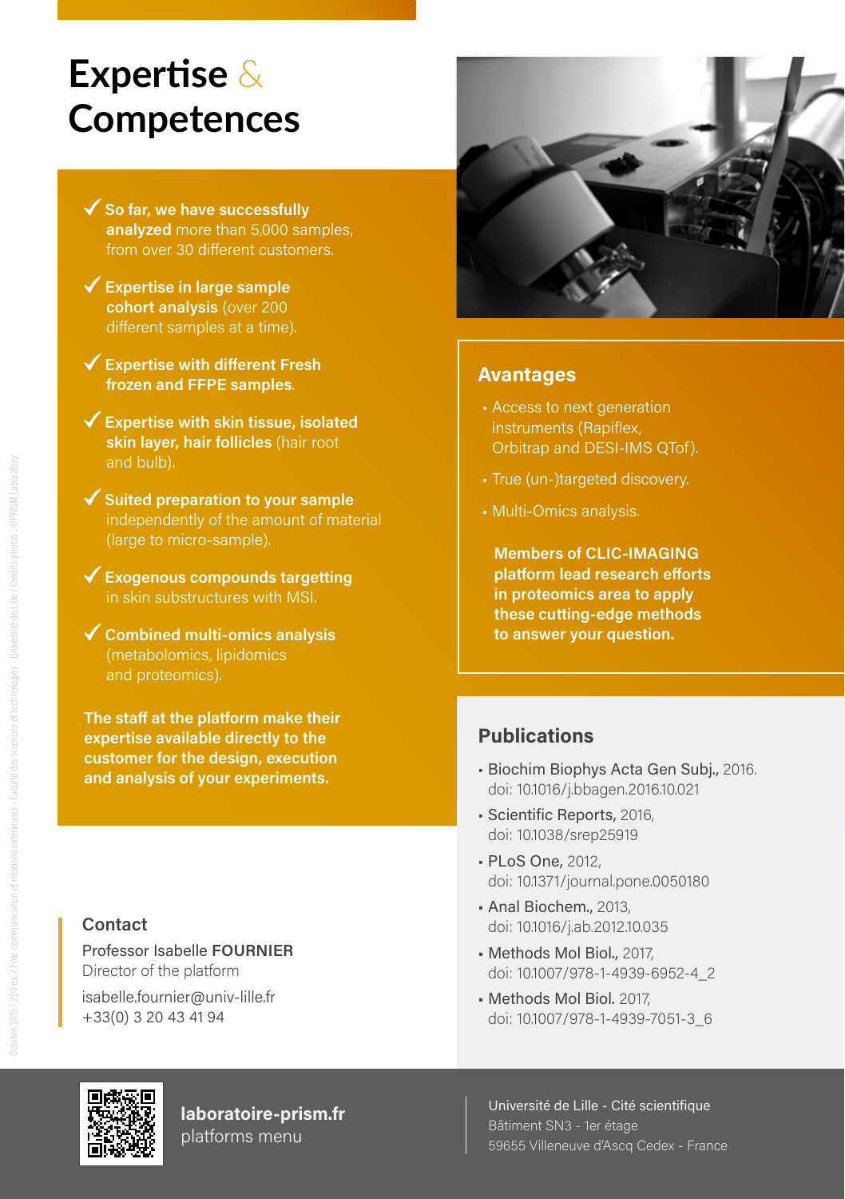# Expertise & Competences

✓ **So far, we have successfully analyzed** more than 5,000 samples, from over 30 different customers.

✓ **Expertise in large sample cohort analysis** (over 200 different samples at a time).

✓ **Expertise with different Fresh frozen and FFPE samples.**

✓ **Expertise with skin tissue, isolated skin layer, hair follicles** (hair root and bulb).

✓ **Suited preparation to your sample** independently of the amount of material (large to micro-sample).

✓ **Exogenous compounds targetting** in skin substructures with MSI.

✓ **Combined multi-omics analysis** (metabolomics, lipidomics and proteomics).

**The staff at the platform make their expertise available directly to the customer for the design, execution and analysis of your experiments.**

## Avantages

- Access to next generation instruments (Rapiflex, Orbitrap and DESI-IMS QTof).
- True (un-)targeted discovery.
- Multi-Omics analysis.

**Members of CLIC-IMAGING platform lead research efforts in proteomics area to apply these cutting-edge methods to answer your question.**

## Publications

- Biochim Biophys Acta Gen Subj., 2016. doi: 10.1016/j.bbagen.2016.10.021
- Scientific Reports, 2016, doi: 10.1038/srep25919
- PLoS One, 2012, doi: 10.1371/journal.pone.0050180
- Anal Biochem., 2013, doi: 10.1016/j.ab.2012.10.035
- Methods Mol Biol., 2017, doi: 10.1007/978-1-4939-6952-4_2
- Methods Mol Biol. 2017, doi: 10.1007/978-1-4939-7051-3_6

## Contact

Professor Isabelle **FOURNIER**
Director of the platform

isabelle.fournier@univ-lille.fr
+33(0) 3 20 43 41 94

**laboratoire-prism.fr**
platforms menu

Université de Lille - Cité scientifique
Bâtiment SN3 - 1er étage
59655 Villeneuve d'Ascq Cedex - France

Octobre 2019 / 200 ex. / Pôle communication et relations extérieures - Faculté des sciences et technologies - Université de Lille / Crédits photos : ©PRISM Laboratory